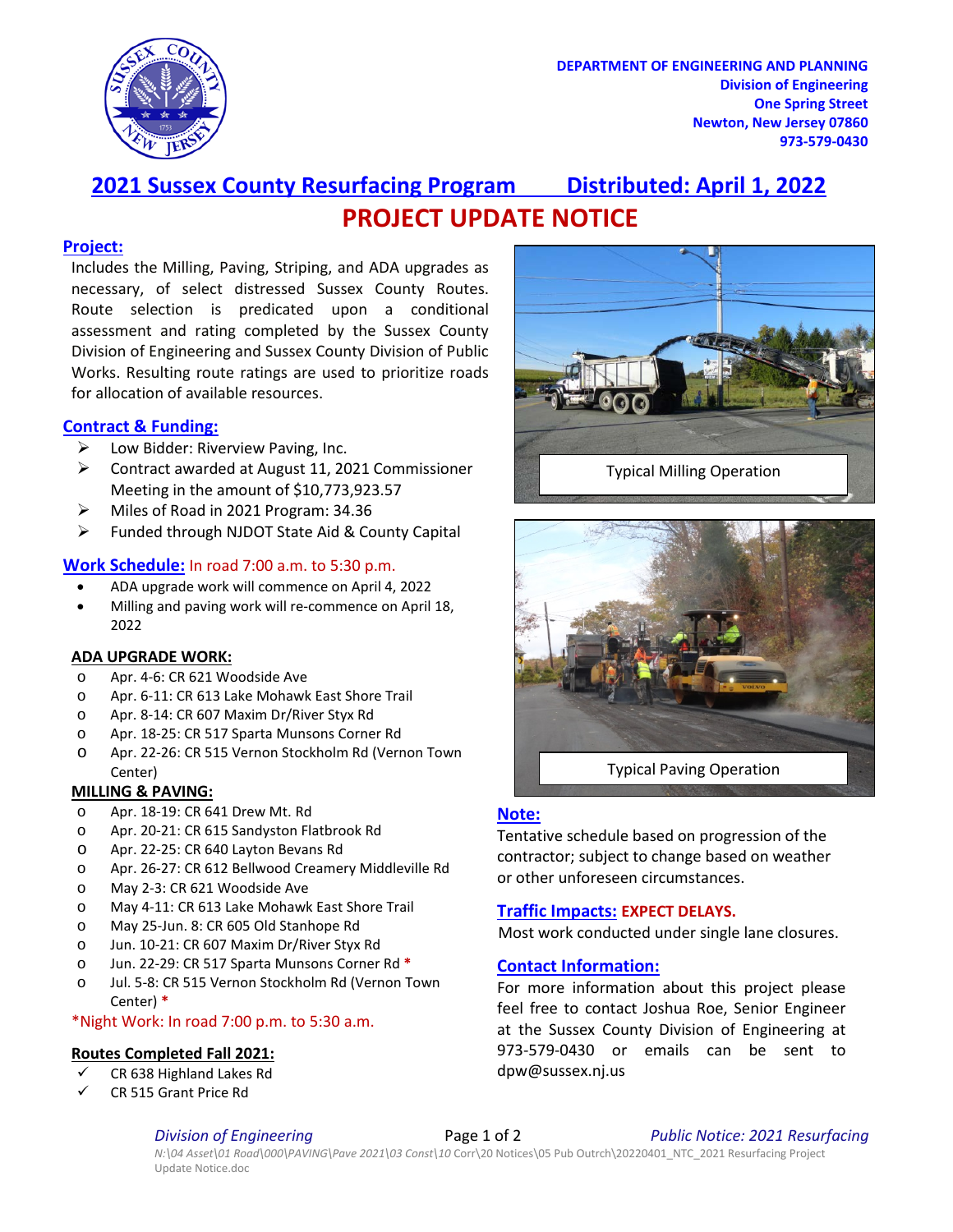DEPARTMENT OF ENGINEERING AND PLANNING
Division of Engineering
One Spring Street
Newton, New Jersey 07860
973-579-0430

## 2021 Sussex County Resurfacing Program — Distributed: April 1, 2022

# PROJECT UPDATE NOTICE

### Project:

Includes the Milling, Paving, Striping, and ADA upgrades as necessary, of select distressed Sussex County Routes. Route selection is predicated upon a conditional assessment and rating completed by the Sussex County Division of Engineering and Sussex County Division of Public Works. Resulting route ratings are used to prioritize roads for allocation of available resources.

### Contract & Funding:

- Low Bidder: Riverview Paving, Inc.
- Contract awarded at August 11, 2021 Commissioner Meeting in the amount of $10,773,923.57
- Miles of Road in 2021 Program: 34.36
- Funded through NJDOT State Aid & County Capital

### Work Schedule: In road 7:00 a.m. to 5:30 p.m.

- ADA upgrade work will commence on April 4, 2022
- Milling and paving work will re-commence on April 18, 2022

**ADA UPGRADE WORK:**

- Apr. 4-6: CR 621 Woodside Ave
- Apr. 6-11: CR 613 Lake Mohawk East Shore Trail
- Apr. 8-14: CR 607 Maxim Dr/River Styx Rd
- Apr. 18-25: CR 517 Sparta Munsons Corner Rd
- Apr. 22-26: CR 515 Vernon Stockholm Rd (Vernon Town Center)

**MILLING & PAVING:**

- Apr. 18-19: CR 641 Drew Mt. Rd
- Apr. 20-21: CR 615 Sandyston Flatbrook Rd
- Apr. 22-25: CR 640 Layton Bevans Rd
- Apr. 26-27: CR 612 Bellwood Creamery Middleville Rd
- May 2-3: CR 621 Woodside Ave
- May 4-11: CR 613 Lake Mohawk East Shore Trail
- May 25-Jun. 8: CR 605 Old Stanhope Rd
- Jun. 10-21: CR 607 Maxim Dr/River Styx Rd
- Jun. 22-29: CR 517 Sparta Munsons Corner Rd *
- Jul. 5-8: CR 515 Vernon Stockholm Rd (Vernon Town Center) *

*Night Work: In road 7:00 p.m. to 5:30 a.m.

**Routes Completed Fall 2021:**

- ✓ CR 638 Highland Lakes Rd
- ✓ CR 515 Grant Price Rd

Typical Milling Operation

Typical Paving Operation

### Note:

Tentative schedule based on progression of the contractor; subject to change based on weather or other unforeseen circumstances.

### Traffic Impacts: EXPECT DELAYS.

Most work conducted under single lane closures.

### Contact Information:

For more information about this project please feel free to contact Joshua Roe, Senior Engineer at the Sussex County Division of Engineering at 973-579-0430 or emails can be sent to dpw@sussex.nj.us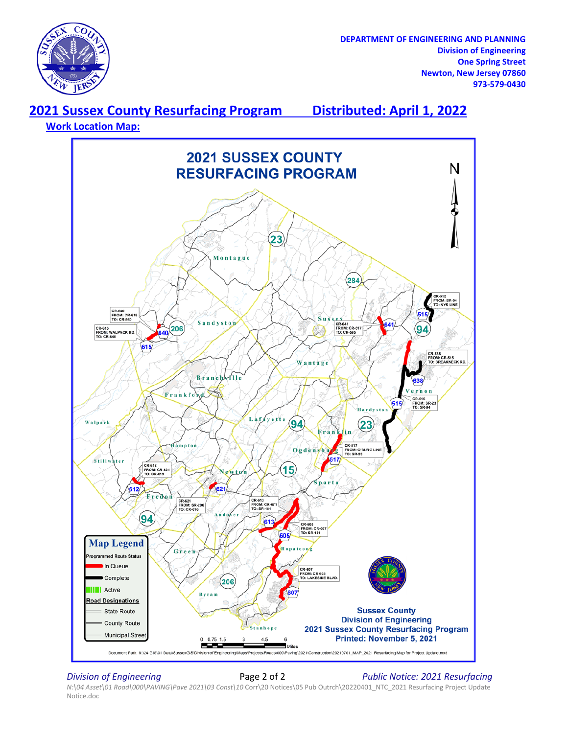DEPARTMENT OF ENGINEERING AND PLANNING
Division of Engineering
One Spring Street
Newton, New Jersey 07860
973-579-0430

## 2021 Sussex County Resurfacing Program    Distributed: April 1, 2022

### Work Location Map:

2021 SUSSEX COUNTY
RESURFACING PROGRAM

N

Montague
Sandyston
Sussex
Wantage
Branchville
Frankford
Walpack
Lafayette
Hampton
Stillwater
Newton
Fredon
Andover
Green
Byram
Stanhope
Hopatcong
Sparta
Ogdensburg
Franklin
Hardyston
Vernon

CR-640
FROM: CR-615
TO: CR-560

CR-615
FROM: WALPACK RD.
TO: CR-640

CR-641
FROM: CR-517
TO: CR-565

CR-515
FROM: SR-94
TO: NYS LINE

CR-638
FROM: CR-515
TO: BREAKNECK RD.

CR-515
FROM: SR-23
TO: SR-94

CR-517
FROM: O'BURG LINE
TO: SR-23

CR-612
FROM: CR-521
TO: CR-619

CR-621
FROM: SR-206
TO: CR-616

CR-613
FROM: CR-671
TO: SR-181

CR-605
FROM: CR-607
TO: SR-181

CR-607
FROM: CR 605
TO: LAKESIDE BLVD.

Map Legend
Programmed Route Status
In Queue
Complete
Active
Road Designations
State Route
County Route
Municipal Street

0 0.75 1.5 3 4.5 6 Miles

Sussex County
Division of Engineering
2021 Sussex County Resurfacing Program
Printed: November 5, 2021

Document Path: N:\24 GIS\01 Data\SussexGIS\Division of Engineering\Maps\Projects\Roads\000\Paving\2021\Construction\20210701_MAP_2021 Resurfacing Map for Project Update.mxd

*Division of Engineering* *Public Notice: 2021 Resurfacing*

*N:\04 Asset\01 Road\000\PAVING\Pave 2021\03 Const\10 Corr\20 Notices\05 Pub Outrch\20220401_NTC_2021 Resurfacing Project Update Notice.doc*